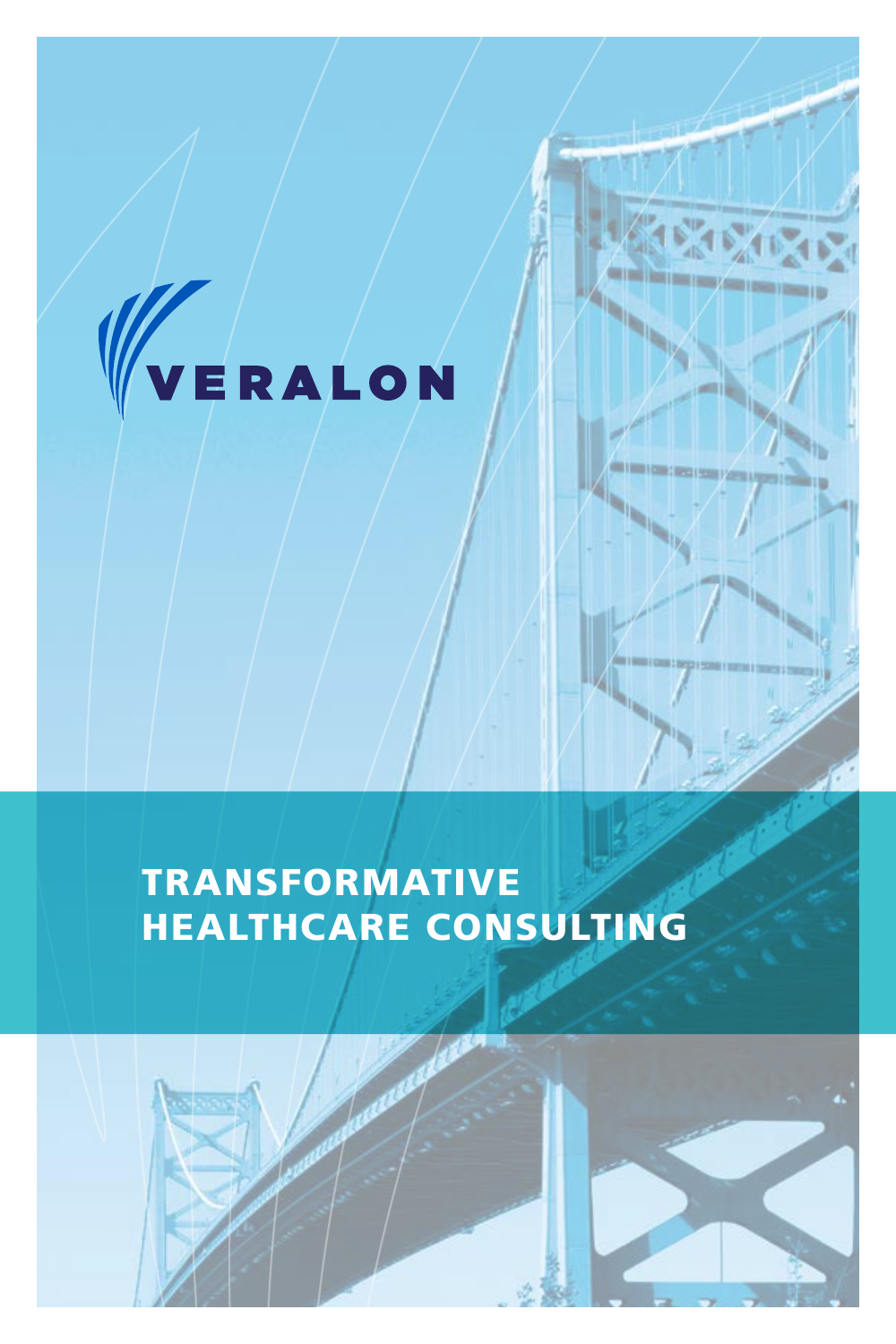VERALON

# TRANSFORMATIVE HEALTHCARE CONSULTING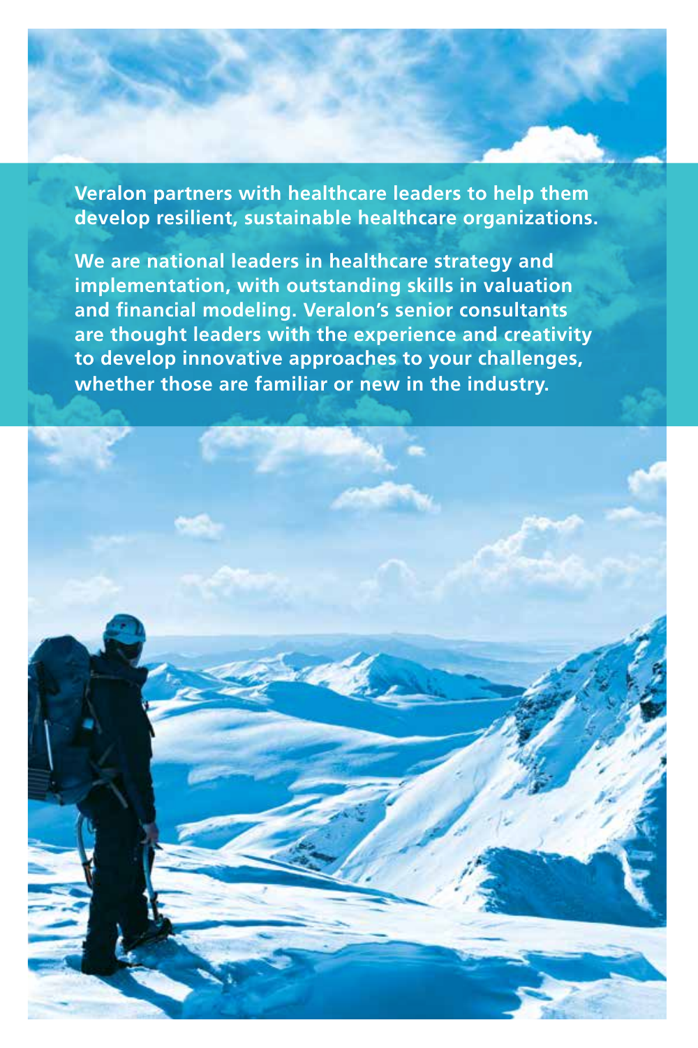**Veralon partners with healthcare leaders to help them develop resilient, sustainable healthcare organizations.**

**We are national leaders in healthcare strategy and implementation, with outstanding skills in valuation and financial modeling. Veralon's senior consultants are thought leaders with the experience and creativity to develop innovative approaches to your challenges, whether those are familiar or new in the industry.**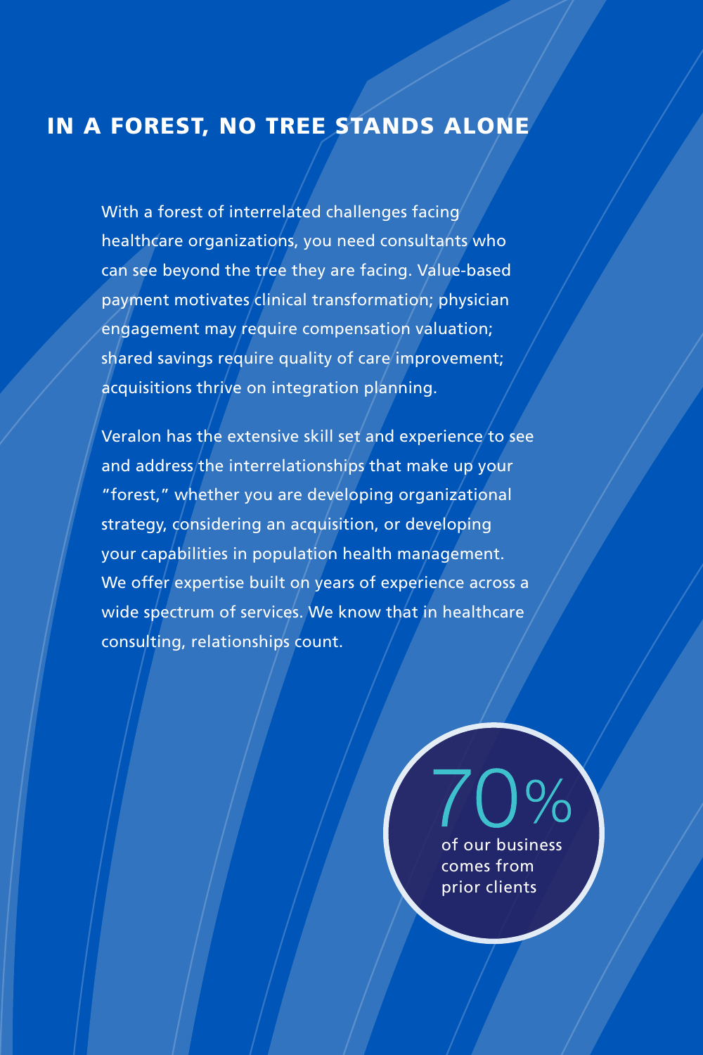# IN A FOREST, NO TREE STANDS ALONE

With a forest of interrelated challenges facing healthcare organizations, you need consultants who can see beyond the tree they are facing. Value-based payment motivates clinical transformation; physician engagement may require compensation valuation; shared savings require quality of care improvement; acquisitions thrive on integration planning.

Veralon has the extensive skill set and experience to see and address the interrelationships that make up your "forest," whether you are developing organizational strategy, considering an acquisition, or developing your capabilities in population health management. We offer expertise built on years of experience across a wide spectrum of services. We know that in healthcare consulting, relationships count.

**70%** of our business comes from prior clients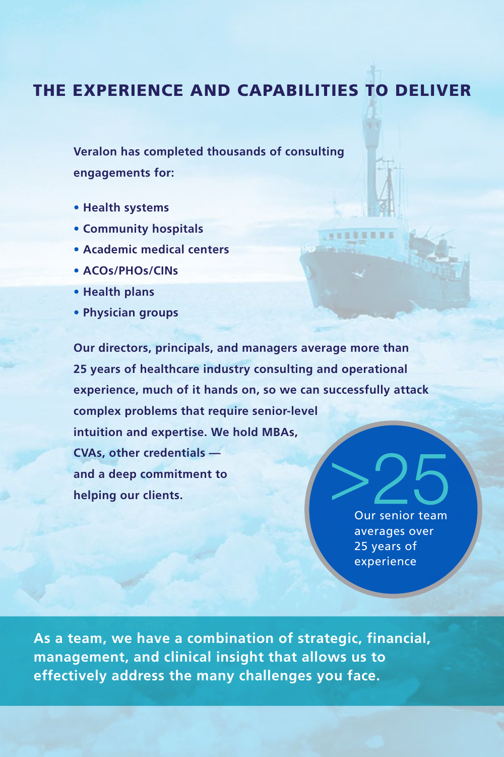# THE EXPERIENCE AND CAPABILITIES TO DELIVER

**Veralon has completed thousands of consulting engagements for:**

- **Health systems**
- **Community hospitals**
- **Academic medical centers**
- **ACOs/PHOs/CINs**
- **Health plans**
- **Physician groups**

**Our directors, principals, and managers average more than 25 years of healthcare industry consulting and operational experience, much of it hands on, so we can successfully attack complex problems that require senior-level intuition and expertise. We hold MBAs, CVAs, other credentials — and a deep commitment to helping our clients.**

>25

Our senior team averages over 25 years of experience

**As a team, we have a combination of strategic, financial, management, and clinical insight that allows us to effectively address the many challenges you face.**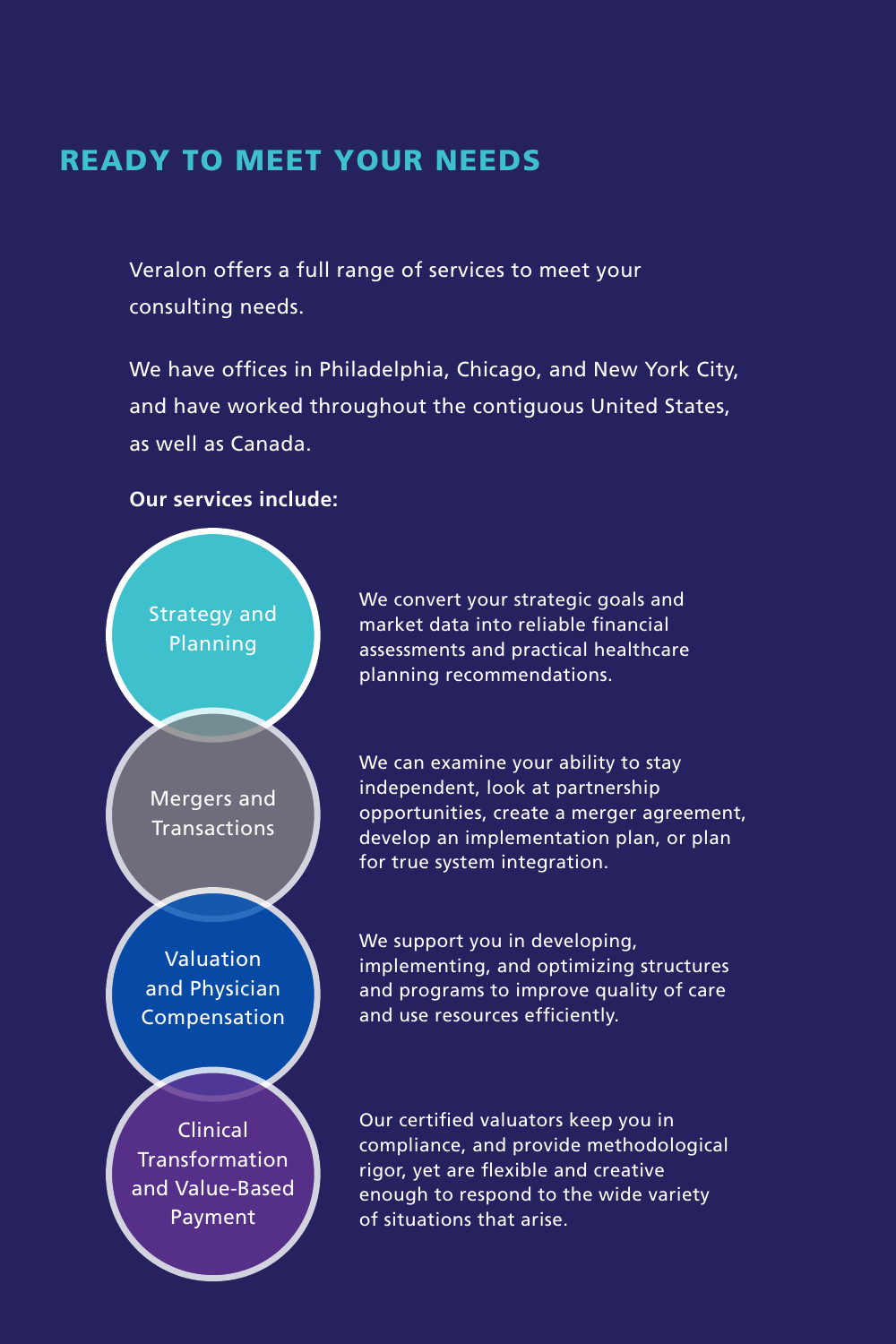## READY TO MEET YOUR NEEDS

Veralon offers a full range of services to meet your consulting needs.

We have offices in Philadelphia, Chicago, and New York City, and have worked throughout the contiguous United States, as well as Canada.

**Our services include:**

**Strategy and Planning**

We convert your strategic goals and market data into reliable financial assessments and practical healthcare planning recommendations.

**Mergers and Transactions**

We can examine your ability to stay independent, look at partnership opportunities, create a merger agreement, develop an implementation plan, or plan for true system integration.

**Valuation and Physician Compensation**

We support you in developing, implementing, and optimizing structures and programs to improve quality of care and use resources efficiently.

**Clinical Transformation and Value-Based Payment**

Our certified valuators keep you in compliance, and provide methodological rigor, yet are flexible and creative enough to respond to the wide variety of situations that arise.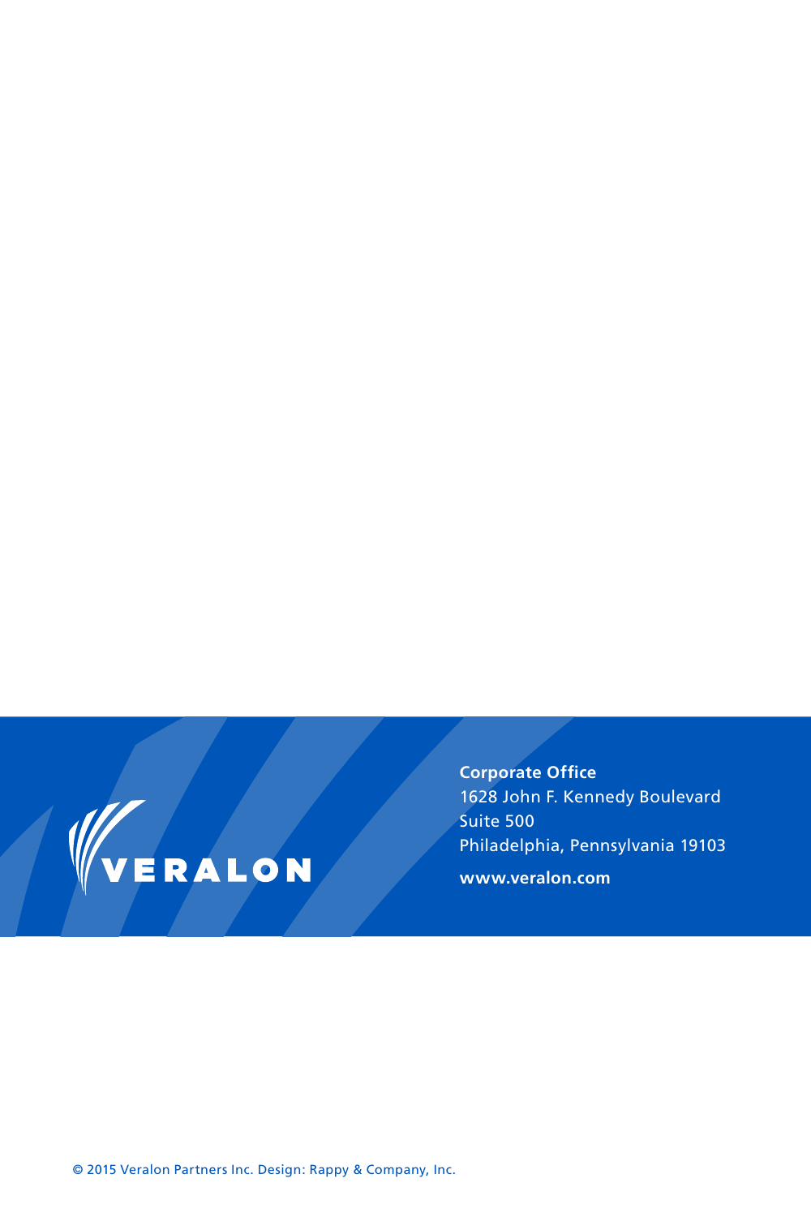VERALON

**Corporate Office**
1628 John F. Kennedy Boulevard
Suite 500
Philadelphia, Pennsylvania 19103

**www.veralon.com**

© 2015 Veralon Partners Inc. Design: Rappy & Company, Inc.